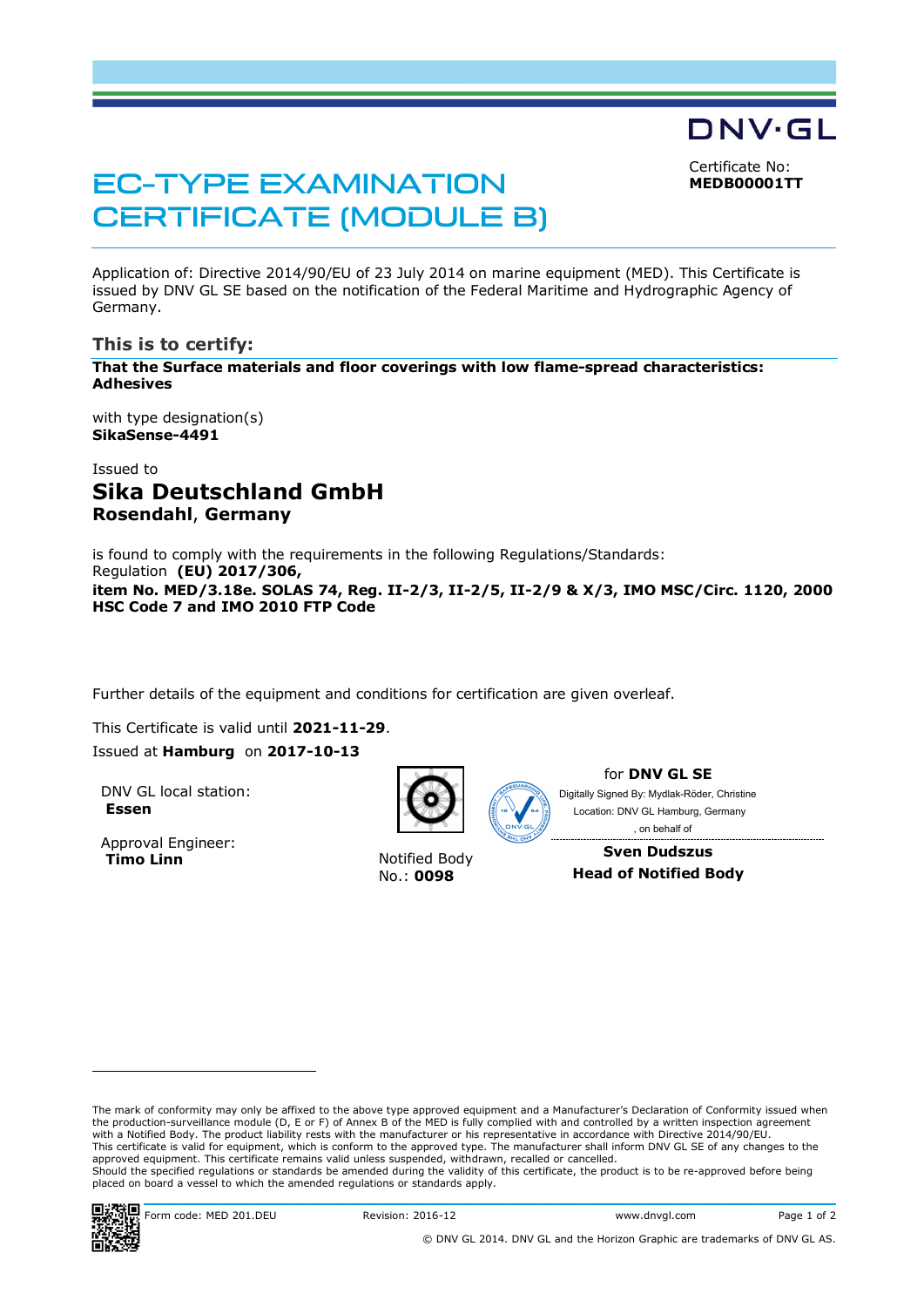DNV·GL

Certificate No:
**MEDB00001TT**

# EC-TYPE EXAMINATION CERTIFICATE (MODULE B)

Application of: Directive 2014/90/EU of 23 July 2014 on marine equipment (MED). This Certificate is issued by DNV GL SE based on the notification of the Federal Maritime and Hydrographic Agency of Germany.

## This is to certify:

**That the Surface materials and floor coverings with low flame-spread characteristics: Adhesives**

with type designation(s)
**SikaSense-4491**

Issued to
## Sika Deutschland GmbH
**Rosendahl**, **Germany**

is found to comply with the requirements in the following Regulations/Standards:
Regulation **(EU) 2017/306,**
**item No. MED/3.18e. SOLAS 74, Reg. II-2/3, II-2/5, II-2/9 & X/3, IMO MSC/Circ. 1120, 2000 HSC Code 7 and IMO 2010 FTP Code**

Further details of the equipment and conditions for certification are given overleaf.

This Certificate is valid until **2021-11-29**.
Issued at **Hamburg** on **2017-10-13**

DNV GL local station:
**Essen**

Approval Engineer:
**Timo Linn**

Notified Body
No.: **0098**

for **DNV GL SE**
Digitally Signed By: Mydlak-Röder, Christine
Location: DNV GL Hamburg, Germany
, on behalf of

**Sven Dudszus**
**Head of Notified Body**

The mark of conformity may only be affixed to the above type approved equipment and a Manufacturer's Declaration of Conformity issued when the production-surveillance module (D, E or F) of Annex B of the MED is fully complied with and controlled by a written inspection agreement with a Notified Body. The product liability rests with the manufacturer or his representative in accordance with Directive 2014/90/EU.
This certificate is valid for equipment, which is conform to the approved type. The manufacturer shall inform DNV GL SE of any changes to the approved equipment. This certificate remains valid unless suspended, withdrawn, recalled or cancelled.
Should the specified regulations or standards be amended during the validity of this certificate, the product is to be re-approved before being placed on board a vessel to which the amended regulations or standards apply.

Form code: MED 201.DEU | Revision: 2016-12 | www.dnvgl.com

© DNV GL 2014. DNV GL and the Horizon Graphic are trademarks of DNV GL AS.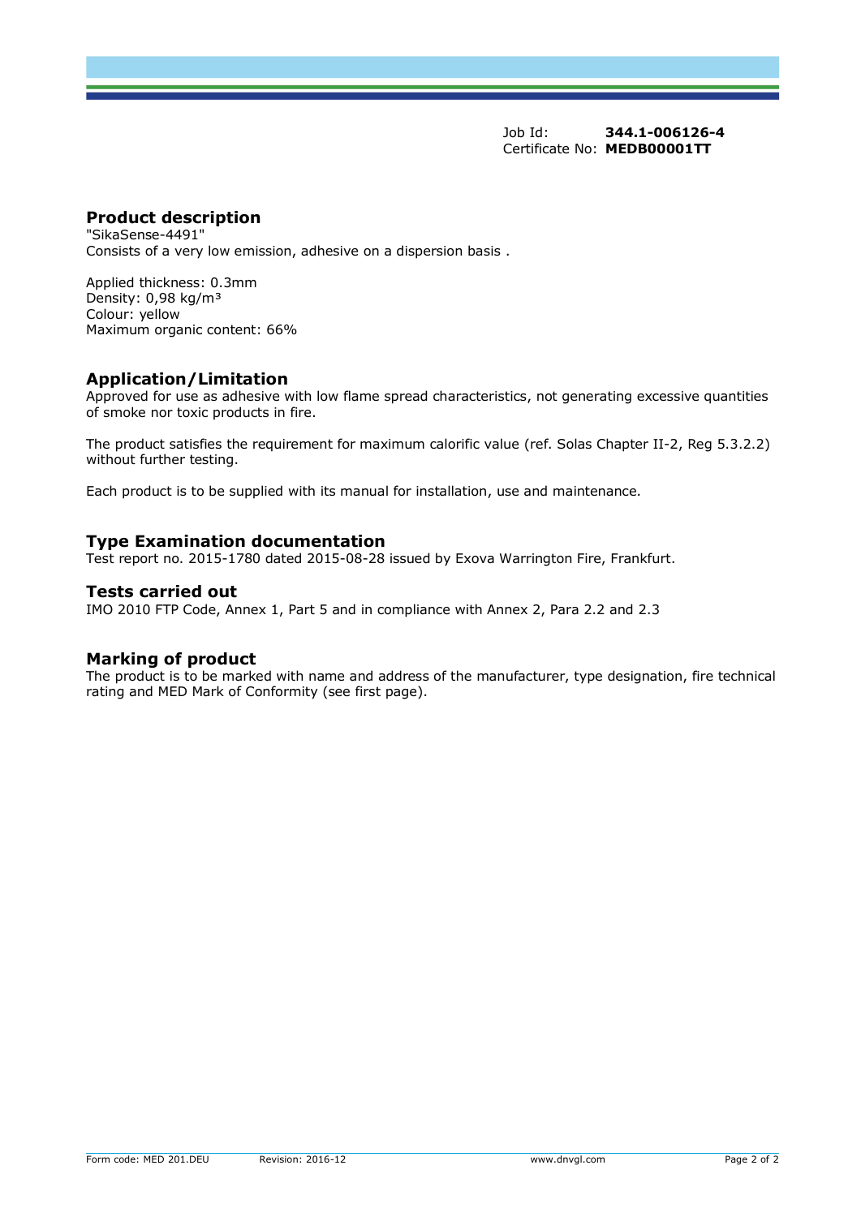Job Id: **344.1-006126-4**
Certificate No: **MEDB00001TT**

## Product description

"SikaSense-4491"
Consists of a very low emission, adhesive on a dispersion basis .

Applied thickness: 0.3mm
Density: 0,98 kg/m³
Colour: yellow
Maximum organic content: 66%

## Application/Limitation

Approved for use as adhesive with low flame spread characteristics, not generating excessive quantities of smoke nor toxic products in fire.

The product satisfies the requirement for maximum calorific value (ref. Solas Chapter II-2, Reg 5.3.2.2) without further testing.

Each product is to be supplied with its manual for installation, use and maintenance.

## Type Examination documentation

Test report no. 2015-1780 dated 2015-08-28 issued by Exova Warrington Fire, Frankfurt.

## Tests carried out

IMO 2010 FTP Code, Annex 1, Part 5 and in compliance with Annex 2, Para 2.2 and 2.3

## Marking of product

The product is to be marked with name and address of the manufacturer, type designation, fire technical rating and MED Mark of Conformity (see first page).